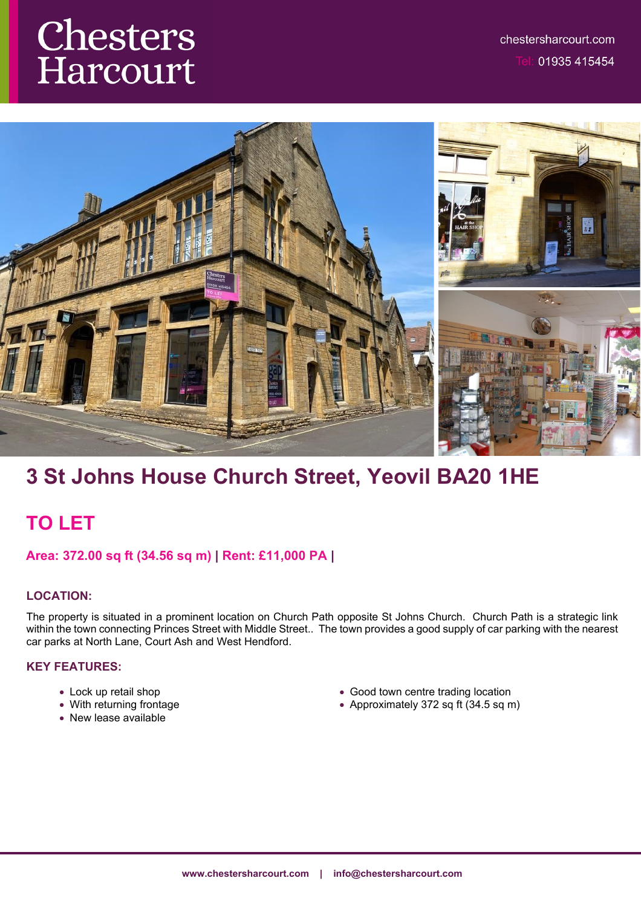# Chesters Harcourt

chestersharcourt.com

Tel: 01935 415454

## 3 St Johns House Church Street, Yeovil BA20 1HE

## TO LET

**Area: 372.00 sq ft (34.56 sq m) | Rent: £11,000 PA |**

### LOCATION:

The property is situated in a prominent location on Church Path opposite St Johns Church. Church Path is a strategic link within the town connecting Princes Street with Middle Street.. The town provides a good supply of car parking with the nearest car parks at North Lane, Court Ash and West Hendford.

### KEY FEATURES:

- Lock up retail shop
- With returning frontage
- New lease available
- Good town centre trading location
- Approximately 372 sq ft (34.5 sq m)

**www.chestersharcourt.com | info@chestersharcourt.com**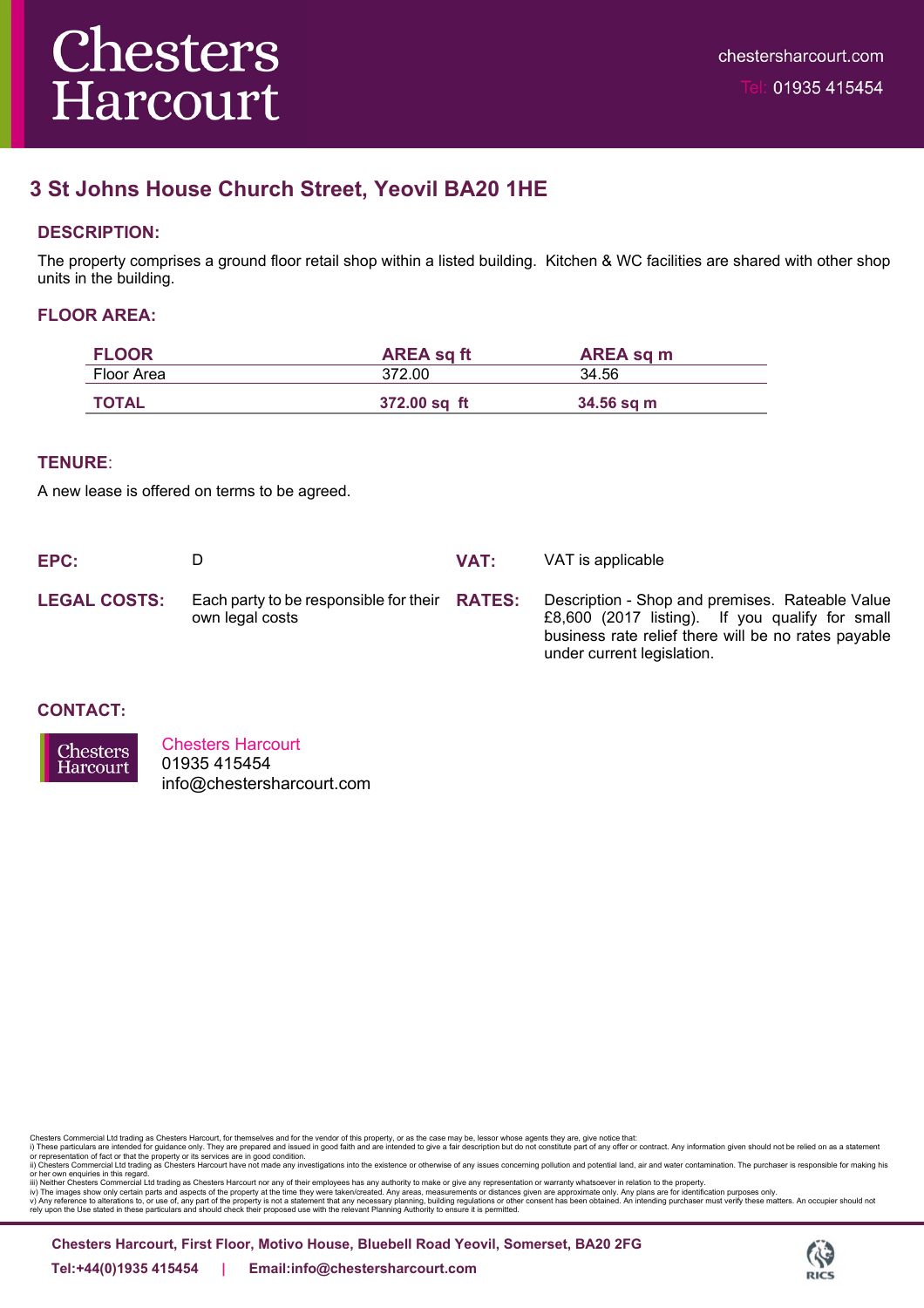# 3 St Johns House Church Street, Yeovil BA20 1HE

## DESCRIPTION:

The property comprises a ground floor retail shop within a listed building. Kitchen & WC facilities are shared with other shop units in the building.

## FLOOR AREA:

| FLOOR | AREA sq ft | AREA sq m |
|---|---|---|
| Floor Area | 372.00 | 34.56 |
| **TOTAL** | **372.00 sq ft** | **34.56 sq m** |

## TENURE:

A new lease is offered on terms to be agreed.

**EPC:** D

**VAT:** VAT is applicable

**LEGAL COSTS:** Each party to be responsible for their own legal costs

**RATES:** Description - Shop and premises. Rateable Value £8,600 (2017 listing). If you qualify for small business rate relief there will be no rates payable under current legislation.

## CONTACT:

Chesters Harcourt
01935 415454
info@chestersharcourt.com

Chesters Commercial Ltd trading as Chesters Harcourt, for themselves and for the vendor of this property, or as the case may be, lessor whose agents they are, give notice that:
i) These particulars are intended for guidance only. They are prepared and issued in good faith and are intended to give a fair description but do not constitute part of any offer or contract. Any information given should not be relied on as a statement or representation of fact or that the property or its services are in good condition.
ii) Chesters Commercial Ltd trading as Chesters Harcourt have not made any investigations into the existence or otherwise of any issues concerning pollution and potential land, air and water contamination. The purchaser is responsible for making his or her own enquiries in this regard.
iii) Neither Chesters Commercial Ltd trading as Chesters Harcourt nor any of their employees has any authority to make or give any representation or warranty whatsoever in relation to the property.
iv) The images show only certain parts and aspects of the property at the time they were taken/created. Any areas, measurements or distances given are approximate only. Any plans are for identification purposes only.
v) Any reference to alterations to, or use of, any part of the property is not a statement that any necessary planning, building regulations or other consent has been obtained. An intending purchaser must verify these matters. An occupier should not rely upon the Use stated in these particulars and should check their proposed use with the relevant Planning Authority to ensure it is permitted.